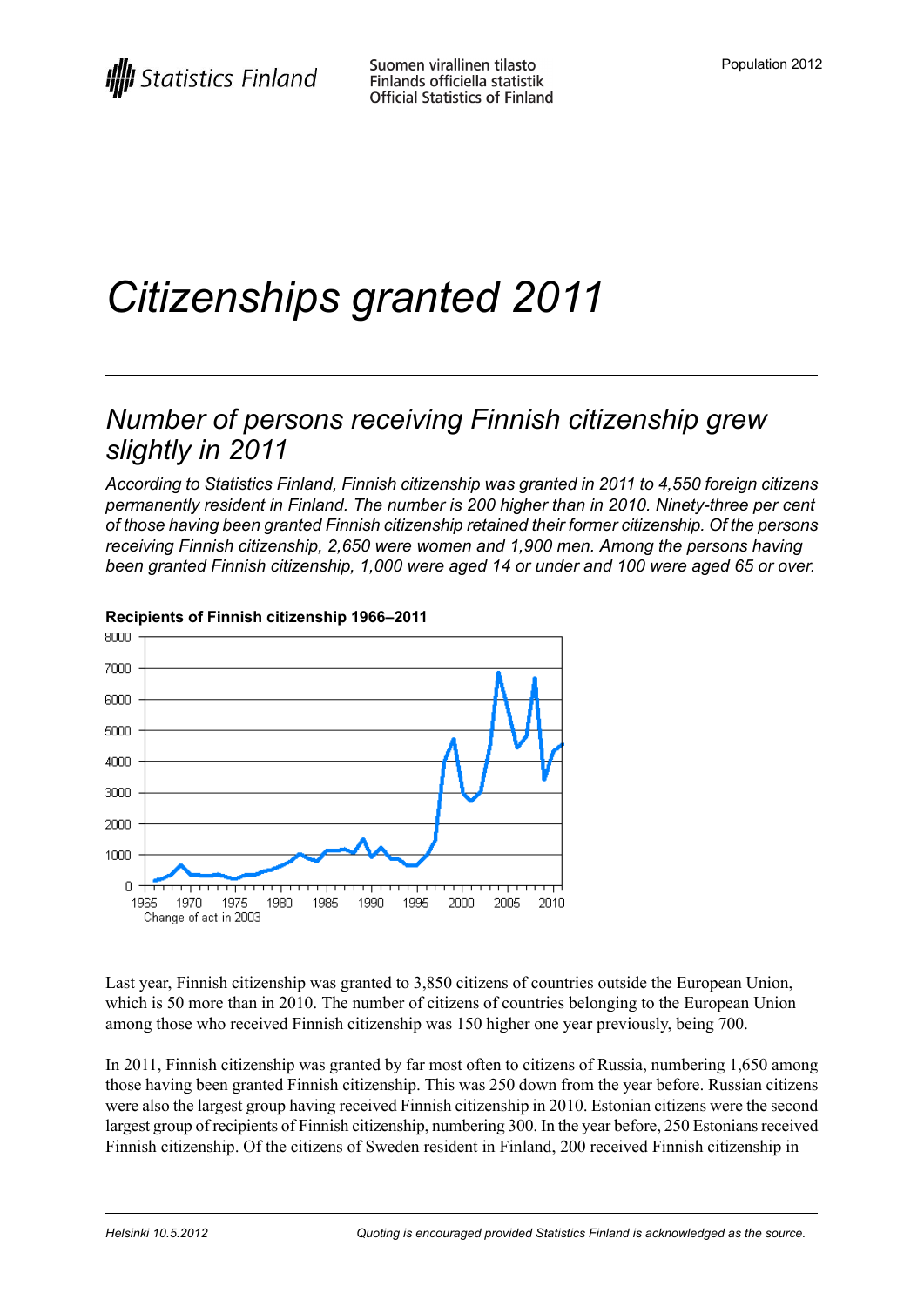Statistics Finland

Suomen virallinen tilasto
Finlands officiella statistik
Official Statistics of Finland

Population 2012

# Citizenships granted 2011

## Number of persons receiving Finnish citizenship grew slightly in 2011

*According to Statistics Finland, Finnish citizenship was granted in 2011 to 4,550 foreign citizens permanently resident in Finland. The number is 200 higher than in 2010. Ninety-three per cent of those having been granted Finnish citizenship retained their former citizenship. Of the persons receiving Finnish citizenship, 2,650 were women and 1,900 men. Among the persons having been granted Finnish citizenship, 1,000 were aged 14 or under and 100 were aged 65 or over.*

**Recipients of Finnish citizenship 1966–2011**

Change of act in 2003

Last year, Finnish citizenship was granted to 3,850 citizens of countries outside the European Union, which is 50 more than in 2010. The number of citizens of countries belonging to the European Union among those who received Finnish citizenship was 150 higher one year previously, being 700.

In 2011, Finnish citizenship was granted by far most often to citizens of Russia, numbering 1,650 among those having been granted Finnish citizenship. This was 250 down from the year before. Russian citizens were also the largest group having received Finnish citizenship in 2010. Estonian citizens were the second largest group of recipients of Finnish citizenship, numbering 300. In the year before, 250 Estonians received Finnish citizenship. Of the citizens of Sweden resident in Finland, 200 received Finnish citizenship in

Helsinki 10.5.2012

Quoting is encouraged provided Statistics Finland is acknowledged as the source.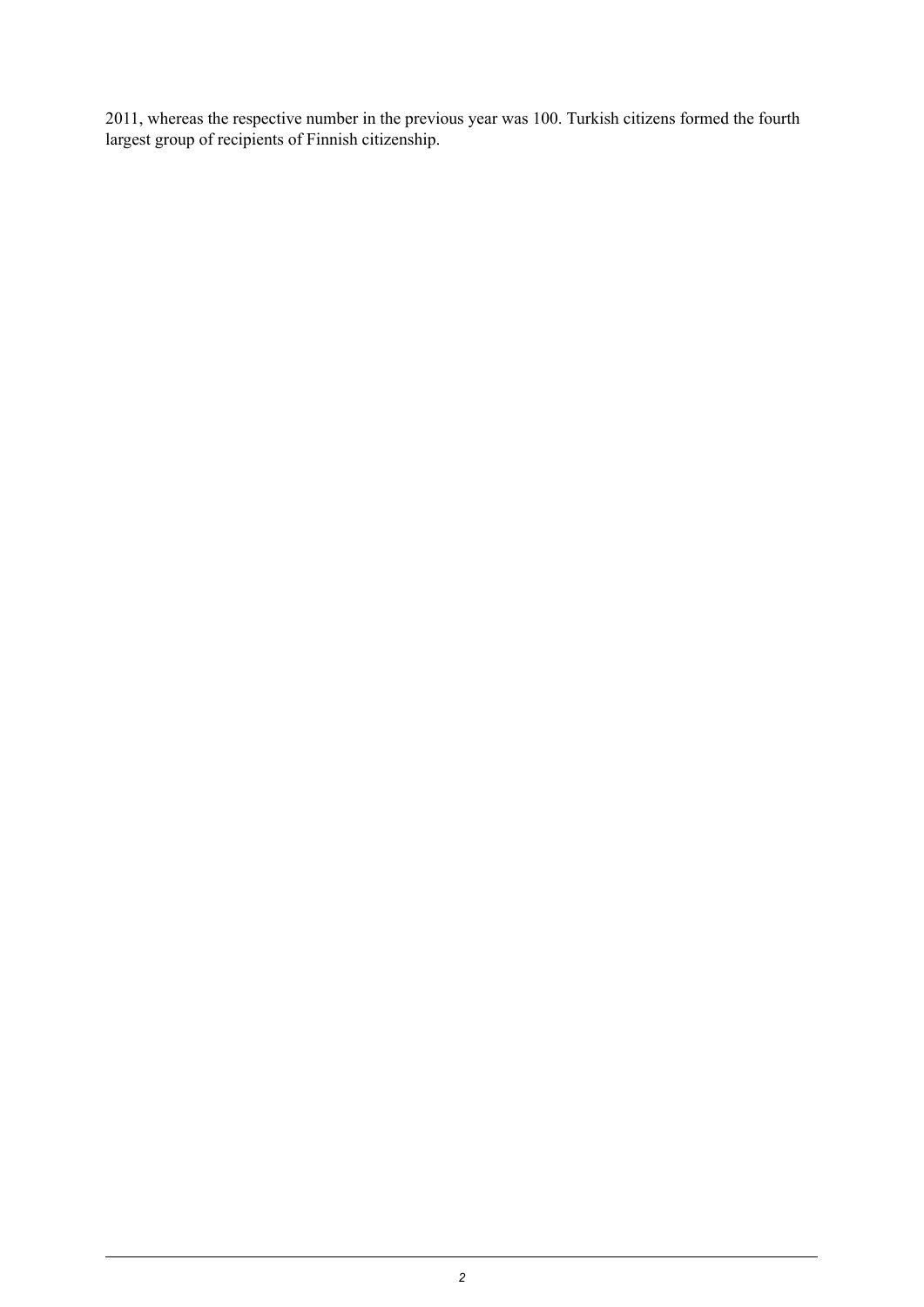2011, whereas the respective number in the previous year was 100. Turkish citizens formed the fourth largest group of recipients of Finnish citizenship.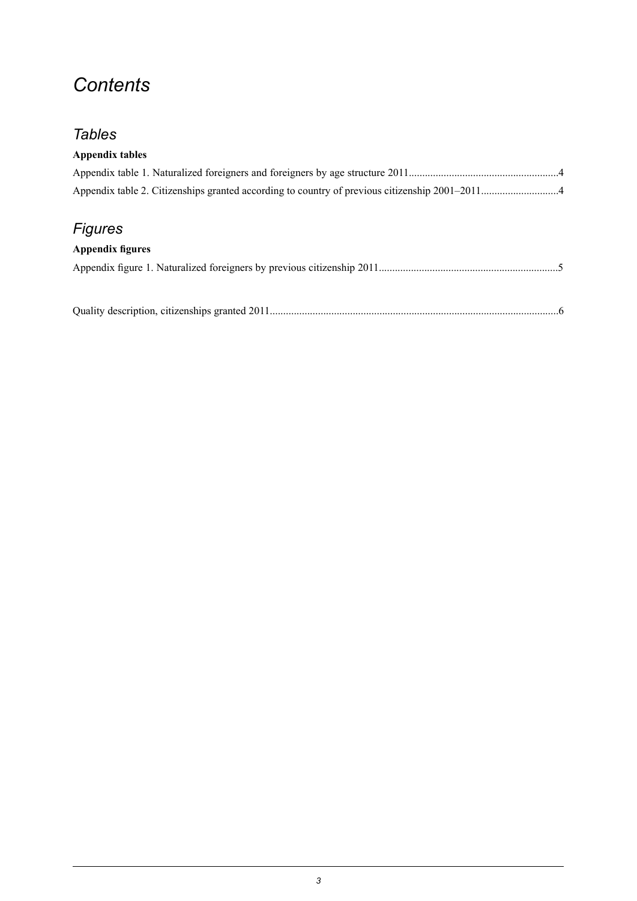# *Contents*

## *Tables*

**Appendix tables**

Appendix table 1. Naturalized foreigners and foreigners by age structure 2011........................................................4

Appendix table 2. Citizenships granted according to country of previous citizenship 2001–2011.............................4

## *Figures*

**Appendix figures**

Appendix figure 1. Naturalized foreigners by previous citizenship 2011..................................................................5

Quality description, citizenships granted 2011...........................................................................................................6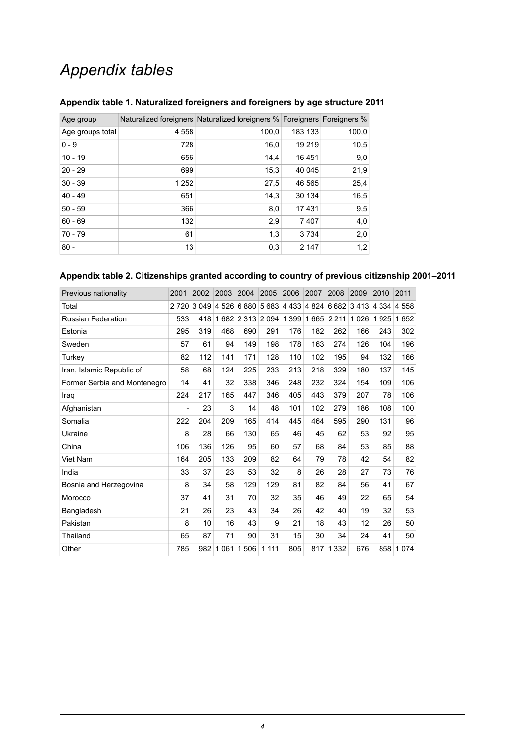# *Appendix tables*

### Appendix table 1. Naturalized foreigners and foreigners by age structure 2011

| Age group | Naturalized foreigners | Naturalized foreigners % | Foreigners | Foreigners % |
|---|---|---|---|---|
| Age groups total | 4 558 | 100,0 | 183 133 | 100,0 |
| 0 - 9 | 728 | 16,0 | 19 219 | 10,5 |
| 10 - 19 | 656 | 14,4 | 16 451 | 9,0 |
| 20 - 29 | 699 | 15,3 | 40 045 | 21,9 |
| 30 - 39 | 1 252 | 27,5 | 46 565 | 25,4 |
| 40 - 49 | 651 | 14,3 | 30 134 | 16,5 |
| 50 - 59 | 366 | 8,0 | 17 431 | 9,5 |
| 60 - 69 | 132 | 2,9 | 7 407 | 4,0 |
| 70 - 79 | 61 | 1,3 | 3 734 | 2,0 |
| 80 - | 13 | 0,3 | 2 147 | 1,2 |

### Appendix table 2. Citizenships granted according to country of previous citizenship 2001–2011

| Previous nationality | 2001 | 2002 | 2003 | 2004 | 2005 | 2006 | 2007 | 2008 | 2009 | 2010 | 2011 |
|---|---|---|---|---|---|---|---|---|---|---|---|
| Total | 2 720 | 3 049 | 4 526 | 6 880 | 5 683 | 4 433 | 4 824 | 6 682 | 3 413 | 4 334 | 4 558 |
| Russian Federation | 533 | 418 | 1 682 | 2 313 | 2 094 | 1 399 | 1 665 | 2 211 | 1 026 | 1 925 | 1 652 |
| Estonia | 295 | 319 | 468 | 690 | 291 | 176 | 182 | 262 | 166 | 243 | 302 |
| Sweden | 57 | 61 | 94 | 149 | 198 | 178 | 163 | 274 | 126 | 104 | 196 |
| Turkey | 82 | 112 | 141 | 171 | 128 | 110 | 102 | 195 | 94 | 132 | 166 |
| Iran, Islamic Republic of | 58 | 68 | 124 | 225 | 233 | 213 | 218 | 329 | 180 | 137 | 145 |
| Former Serbia and Montenegro | 14 | 41 | 32 | 338 | 346 | 248 | 232 | 324 | 154 | 109 | 106 |
| Iraq | 224 | 217 | 165 | 447 | 346 | 405 | 443 | 379 | 207 | 78 | 106 |
| Afghanistan | - | 23 | 3 | 14 | 48 | 101 | 102 | 279 | 186 | 108 | 100 |
| Somalia | 222 | 204 | 209 | 165 | 414 | 445 | 464 | 595 | 290 | 131 | 96 |
| Ukraine | 8 | 28 | 66 | 130 | 65 | 46 | 45 | 62 | 53 | 92 | 95 |
| China | 106 | 136 | 126 | 95 | 60 | 57 | 68 | 84 | 53 | 85 | 88 |
| Viet Nam | 164 | 205 | 133 | 209 | 82 | 64 | 79 | 78 | 42 | 54 | 82 |
| India | 33 | 37 | 23 | 53 | 32 | 8 | 26 | 28 | 27 | 73 | 76 |
| Bosnia and Herzegovina | 8 | 34 | 58 | 129 | 129 | 81 | 82 | 84 | 56 | 41 | 67 |
| Morocco | 37 | 41 | 31 | 70 | 32 | 35 | 46 | 49 | 22 | 65 | 54 |
| Bangladesh | 21 | 26 | 23 | 43 | 34 | 26 | 42 | 40 | 19 | 32 | 53 |
| Pakistan | 8 | 10 | 16 | 43 | 9 | 21 | 18 | 43 | 12 | 26 | 50 |
| Thailand | 65 | 87 | 71 | 90 | 31 | 15 | 30 | 34 | 24 | 41 | 50 |
| Other | 785 | 982 | 1 061 | 1 506 | 1 111 | 805 | 817 | 1 332 | 676 | 858 | 1 074 |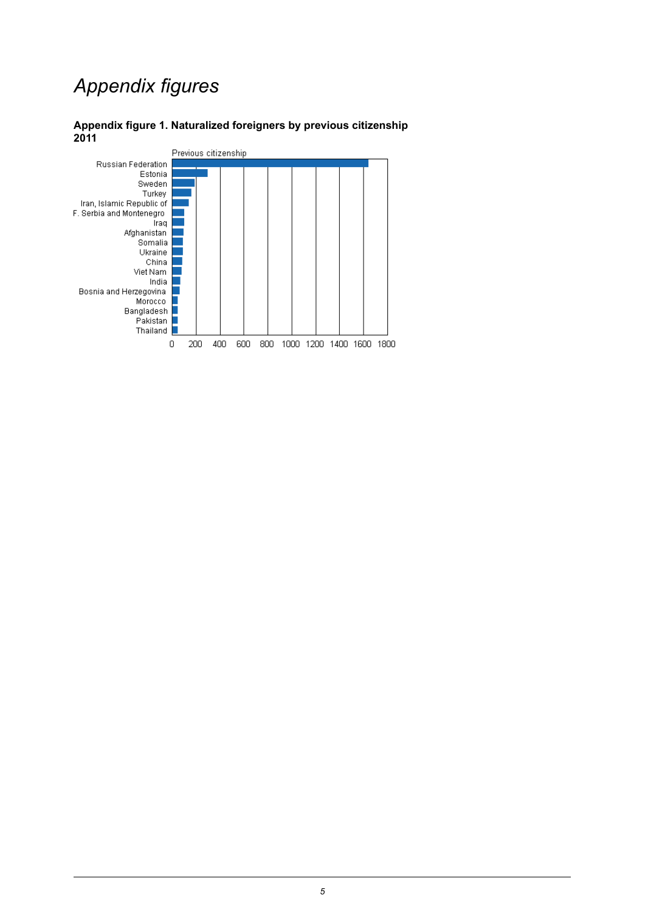# *Appendix figures*

**Appendix figure 1. Naturalized foreigners by previous citizenship 2011**

Previous citizenship

Russian Federation
Estonia
Sweden
Turkey
Iran, Islamic Republic of
F. Serbia and Montenegro
Iraq
Afghanistan
Somalia
Ukraine
China
Viet Nam
India
Bosnia and Herzegovina
Morocco
Bangladesh
Pakistan
Thailand

0 200 400 600 800 1000 1200 1400 1600 1800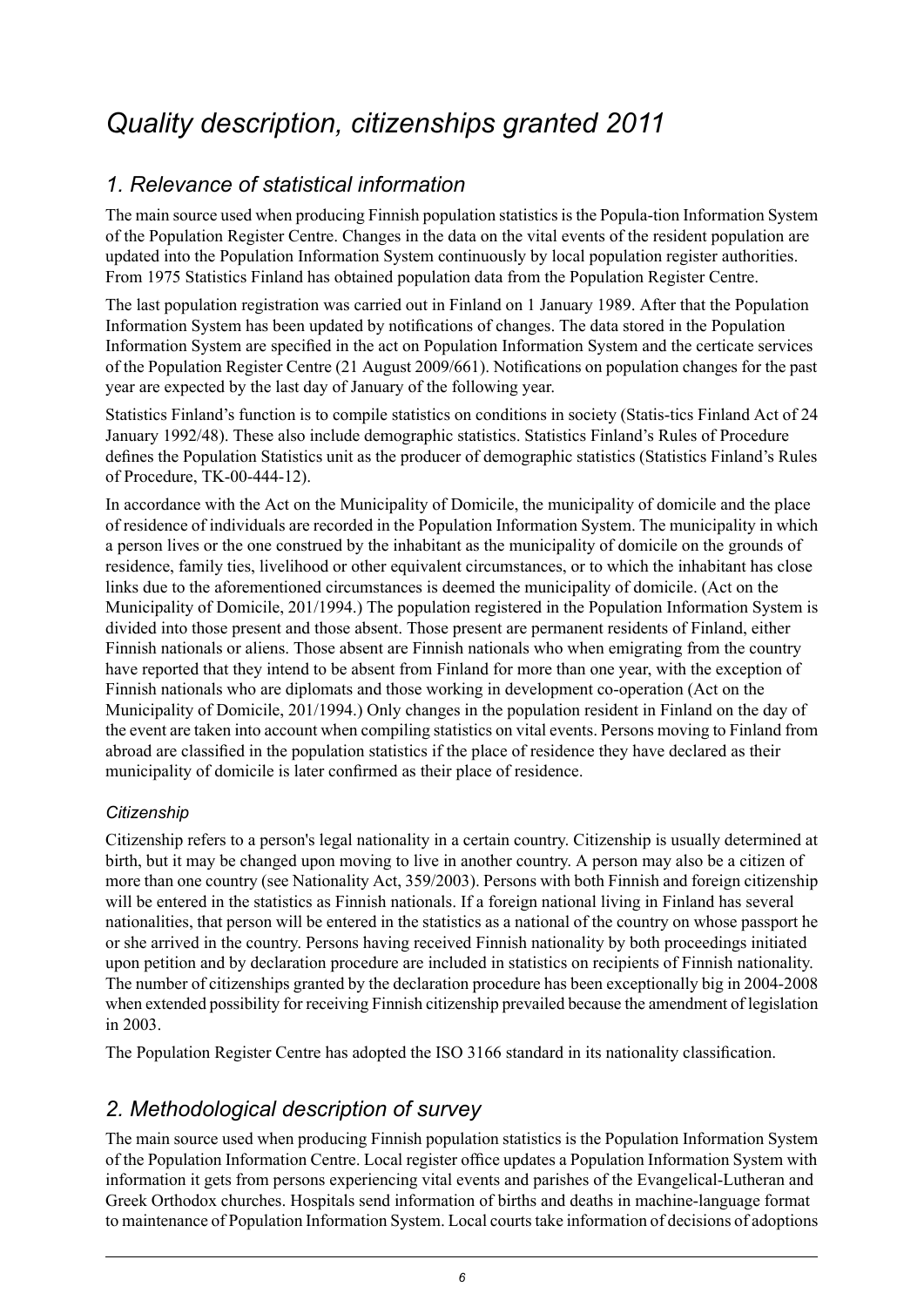// Quality description, citizenships granted 2011

## 1. Relevance of statistical information

The main source used when producing Finnish population statistics is the Popula-tion Information System of the Population Register Centre. Changes in the data on the vital events of the resident population are updated into the Population Information System continuously by local population register authorities. From 1975 Statistics Finland has obtained population data from the Population Register Centre.

The last population registration was carried out in Finland on 1 January 1989. After that the Population Information System has been updated by notifications of changes. The data stored in the Population Information System are specified in the act on Population Information System and the certicate services of the Population Register Centre (21 August 2009/661). Notifications on population changes for the past year are expected by the last day of January of the following year.

Statistics Finland's function is to compile statistics on conditions in society (Statis-tics Finland Act of 24 January 1992/48). These also include demographic statistics. Statistics Finland's Rules of Procedure defines the Population Statistics unit as the producer of demographic statistics (Statistics Finland's Rules of Procedure, TK-00-444-12).

In accordance with the Act on the Municipality of Domicile, the municipality of domicile and the place of residence of individuals are recorded in the Population Information System. The municipality in which a person lives or the one construed by the inhabitant as the municipality of domicile on the grounds of residence, family ties, livelihood or other equivalent circumstances, or to which the inhabitant has close links due to the aforementioned circumstances is deemed the municipality of domicile. (Act on the Municipality of Domicile, 201/1994.) The population registered in the Population Information System is divided into those present and those absent. Those present are permanent residents of Finland, either Finnish nationals or aliens. Those absent are Finnish nationals who when emigrating from the country have reported that they intend to be absent from Finland for more than one year, with the exception of Finnish nationals who are diplomats and those working in development co-operation (Act on the Municipality of Domicile, 201/1994.) Only changes in the population resident in Finland on the day of the event are taken into account when compiling statistics on vital events. Persons moving to Finland from abroad are classified in the population statistics if the place of residence they have declared as their municipality of domicile is later confirmed as their place of residence.

### Citizenship

Citizenship refers to a person's legal nationality in a certain country. Citizenship is usually determined at birth, but it may be changed upon moving to live in another country. A person may also be a citizen of more than one country (see Nationality Act, 359/2003). Persons with both Finnish and foreign citizenship will be entered in the statistics as Finnish nationals. If a foreign national living in Finland has several nationalities, that person will be entered in the statistics as a national of the country on whose passport he or she arrived in the country. Persons having received Finnish nationality by both proceedings initiated upon petition and by declaration procedure are included in statistics on recipients of Finnish nationality. The number of citizenships granted by the declaration procedure has been exceptionally big in 2004-2008 when extended possibility for receiving Finnish citizenship prevailed because the amendment of legislation in 2003.

The Population Register Centre has adopted the ISO 3166 standard in its nationality classification.

## 2. Methodological description of survey

The main source used when producing Finnish population statistics is the Population Information System of the Population Information Centre. Local register office updates a Population Information System with information it gets from persons experiencing vital events and parishes of the Evangelical-Lutheran and Greek Orthodox churches. Hospitals send information of births and deaths in machine-language format to maintenance of Population Information System. Local courts take information of decisions of adoptions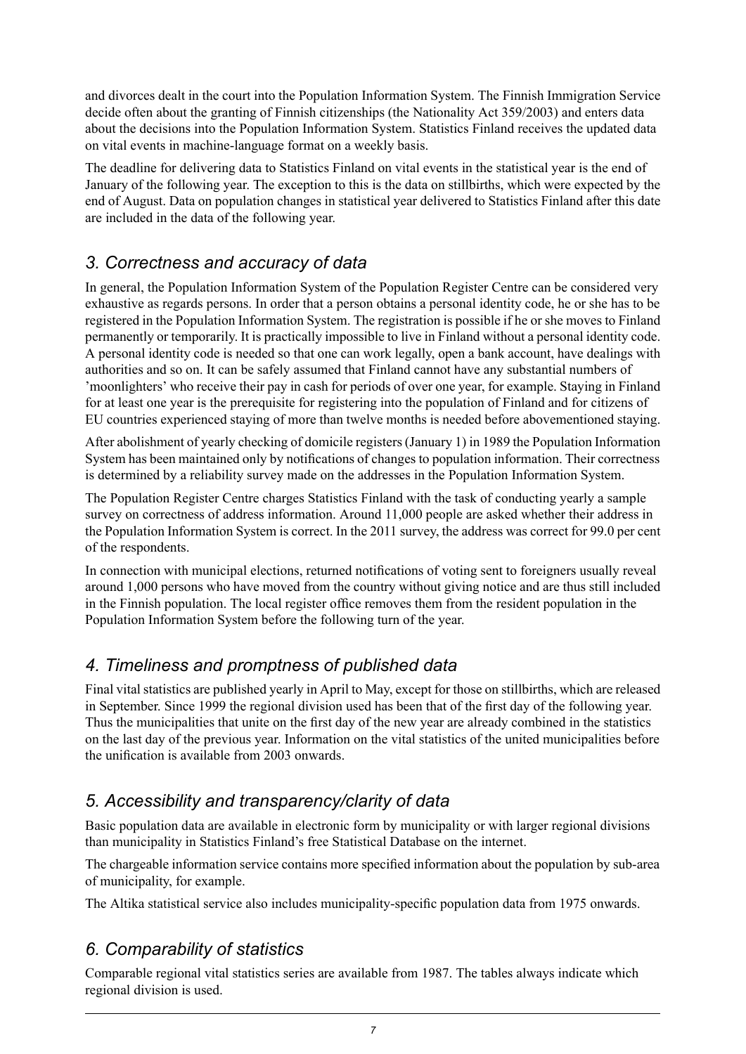and divorces dealt in the court into the Population Information System. The Finnish Immigration Service decide often about the granting of Finnish citizenships (the Nationality Act 359/2003) and enters data about the decisions into the Population Information System. Statistics Finland receives the updated data on vital events in machine-language format on a weekly basis.

The deadline for delivering data to Statistics Finland on vital events in the statistical year is the end of January of the following year. The exception to this is the data on stillbirths, which were expected by the end of August. Data on population changes in statistical year delivered to Statistics Finland after this date are included in the data of the following year.

## *3. Correctness and accuracy of data*

In general, the Population Information System of the Population Register Centre can be considered very exhaustive as regards persons. In order that a person obtains a personal identity code, he or she has to be registered in the Population Information System. The registration is possible if he or she moves to Finland permanently or temporarily. It is practically impossible to live in Finland without a personal identity code. A personal identity code is needed so that one can work legally, open a bank account, have dealings with authorities and so on. It can be safely assumed that Finland cannot have any substantial numbers of 'moonlighters' who receive their pay in cash for periods of over one year, for example. Staying in Finland for at least one year is the prerequisite for registering into the population of Finland and for citizens of EU countries experienced staying of more than twelve months is needed before abovementioned staying.

After abolishment of yearly checking of domicile registers (January 1) in 1989 the Population Information System has been maintained only by notifications of changes to population information. Their correctness is determined by a reliability survey made on the addresses in the Population Information System.

The Population Register Centre charges Statistics Finland with the task of conducting yearly a sample survey on correctness of address information. Around 11,000 people are asked whether their address in the Population Information System is correct. In the 2011 survey, the address was correct for 99.0 per cent of the respondents.

In connection with municipal elections, returned notifications of voting sent to foreigners usually reveal around 1,000 persons who have moved from the country without giving notice and are thus still included in the Finnish population. The local register office removes them from the resident population in the Population Information System before the following turn of the year.

## *4. Timeliness and promptness of published data*

Final vital statistics are published yearly in April to May, except for those on stillbirths, which are released in September. Since 1999 the regional division used has been that of the first day of the following year. Thus the municipalities that unite on the first day of the new year are already combined in the statistics on the last day of the previous year. Information on the vital statistics of the united municipalities before the unification is available from 2003 onwards.

## *5. Accessibility and transparency/clarity of data*

Basic population data are available in electronic form by municipality or with larger regional divisions than municipality in Statistics Finland's free Statistical Database on the internet.

The chargeable information service contains more specified information about the population by sub-area of municipality, for example.

The Altika statistical service also includes municipality-specific population data from 1975 onwards.

## *6. Comparability of statistics*

Comparable regional vital statistics series are available from 1987. The tables always indicate which regional division is used.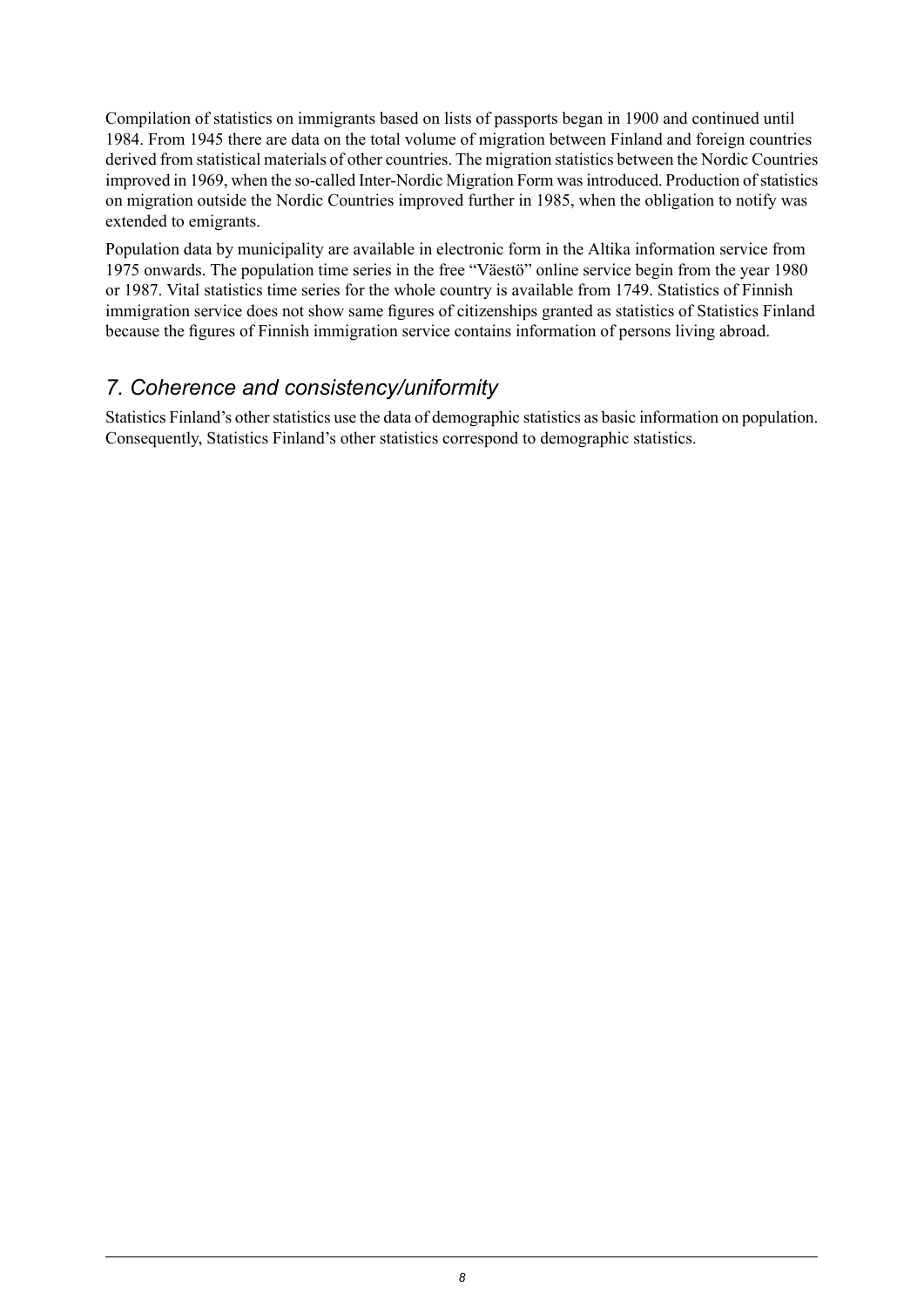Compilation of statistics on immigrants based on lists of passports began in 1900 and continued until 1984. From 1945 there are data on the total volume of migration between Finland and foreign countries derived from statistical materials of other countries. The migration statistics between the Nordic Countries improved in 1969, when the so-called Inter-Nordic Migration Form was introduced. Production of statistics on migration outside the Nordic Countries improved further in 1985, when the obligation to notify was extended to emigrants.

Population data by municipality are available in electronic form in the Altika information service from 1975 onwards. The population time series in the free "Väestö" online service begin from the year 1980 or 1987. Vital statistics time series for the whole country is available from 1749. Statistics of Finnish immigration service does not show same figures of citizenships granted as statistics of Statistics Finland because the figures of Finnish immigration service contains information of persons living abroad.

## *7. Coherence and consistency/uniformity*

Statistics Finland's other statistics use the data of demographic statistics as basic information on population. Consequently, Statistics Finland's other statistics correspond to demographic statistics.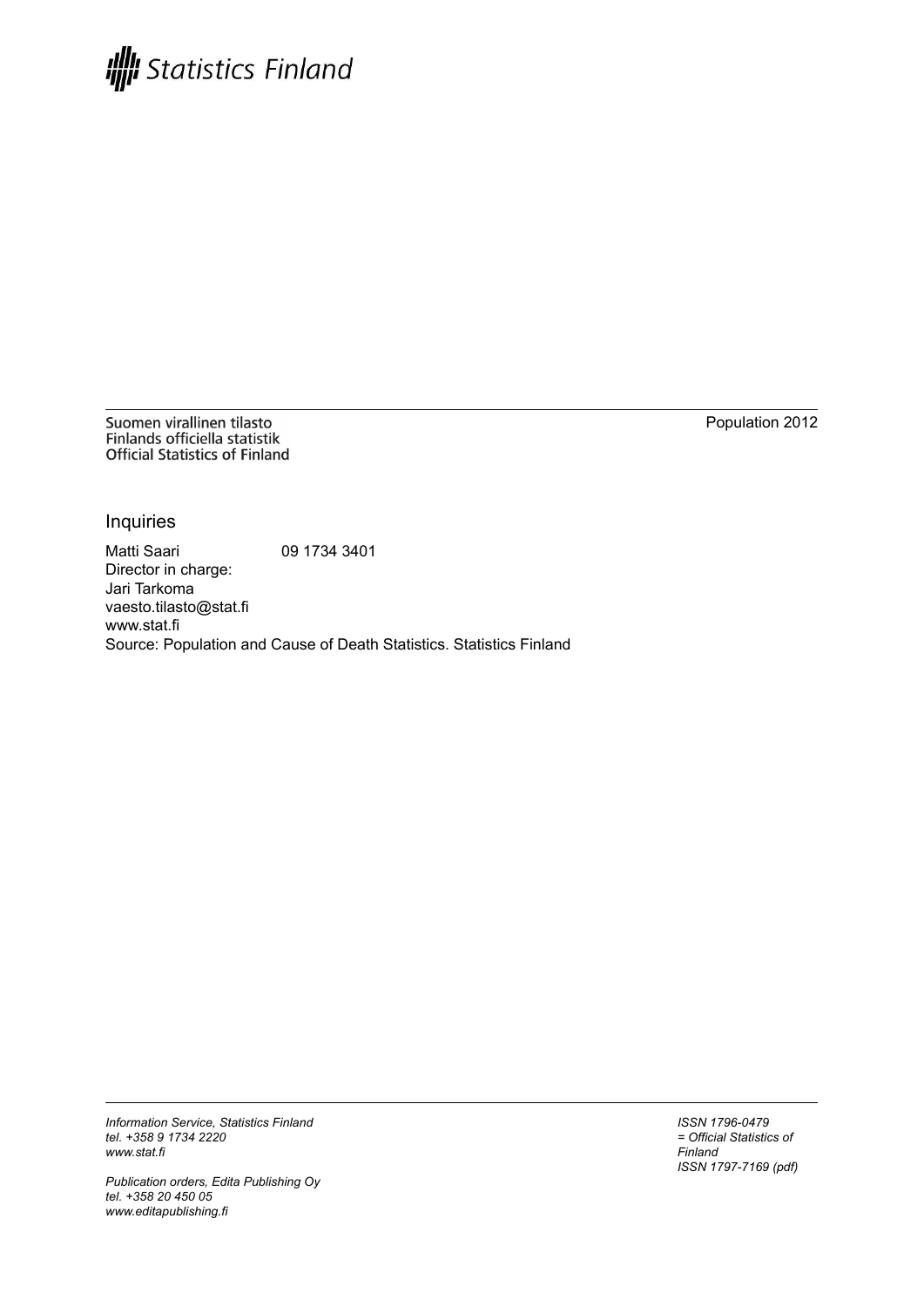Statistics Finland

Suomen virallinen tilasto
Finlands officiella statistik
**Official Statistics of Finland**

Population 2012

## Inquiries

Matti Saari 09 1734 3401
Director in charge:
Jari Tarkoma
vaesto.tilasto@stat.fi
www.stat.fi
Source: Population and Cause of Death Statistics. Statistics Finland

*Information Service, Statistics Finland*
*tel. +358 9 1734 2220*
*www.stat.fi*

*Publication orders, Edita Publishing Oy*
*tel. +358 20 450 05*
*www.editapublishing.fi*

*ISSN 1796-0479*
*= Official Statistics of Finland*
*ISSN 1797-7169 (pdf)*